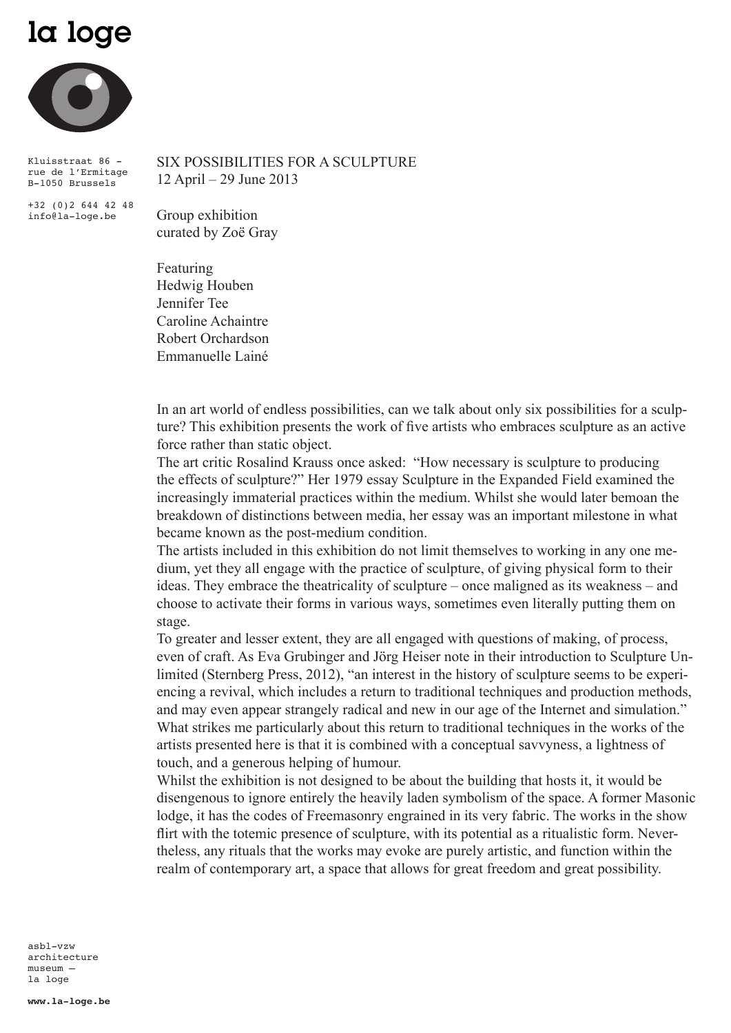# la loge

Kluisstraat 86 -
rue de l'Ermitage
B-1050 Brussels

+32 (0)2 644 42 48
info@la-loge.be

SIX POSSIBILITIES FOR A SCULPTURE
12 April – 29 June 2013

Group exhibition
curated by Zoë Gray

Featuring
Hedwig Houben
Jennifer Tee
Caroline Achaintre
Robert Orchardson
Emmanuelle Lainé

In an art world of endless possibilities, can we talk about only six possibilities for a sculpture? This exhibition presents the work of five artists who embraces sculpture as an active force rather than static object.

The art critic Rosalind Krauss once asked: "How necessary is sculpture to producing the effects of sculpture?" Her 1979 essay Sculpture in the Expanded Field examined the increasingly immaterial practices within the medium. Whilst she would later bemoan the breakdown of distinctions between media, her essay was an important milestone in what became known as the post-medium condition.

The artists included in this exhibition do not limit themselves to working in any one medium, yet they all engage with the practice of sculpture, of giving physical form to their ideas. They embrace the theatricality of sculpture – once maligned as its weakness – and choose to activate their forms in various ways, sometimes even literally putting them on stage.

To greater and lesser extent, they are all engaged with questions of making, of process, even of craft. As Eva Grubinger and Jörg Heiser note in their introduction to Sculpture Unlimited (Sternberg Press, 2012), "an interest in the history of sculpture seems to be experiencing a revival, which includes a return to traditional techniques and production methods, and may even appear strangely radical and new in our age of the Internet and simulation." What strikes me particularly about this return to traditional techniques in the works of the artists presented here is that it is combined with a conceptual savvyness, a lightness of touch, and a generous helping of humour.

Whilst the exhibition is not designed to be about the building that hosts it, it would be disengenous to ignore entirely the heavily laden symbolism of the space. A former Masonic lodge, it has the codes of Freemasonry engrained in its very fabric. The works in the show flirt with the totemic presence of sculpture, with its potential as a ritualistic form. Nevertheless, any rituals that the works may evoke are purely artistic, and function within the realm of contemporary art, a space that allows for great freedom and great possibility.

asbl-vzw
architecture
museum —
la loge

**www.la-loge.be**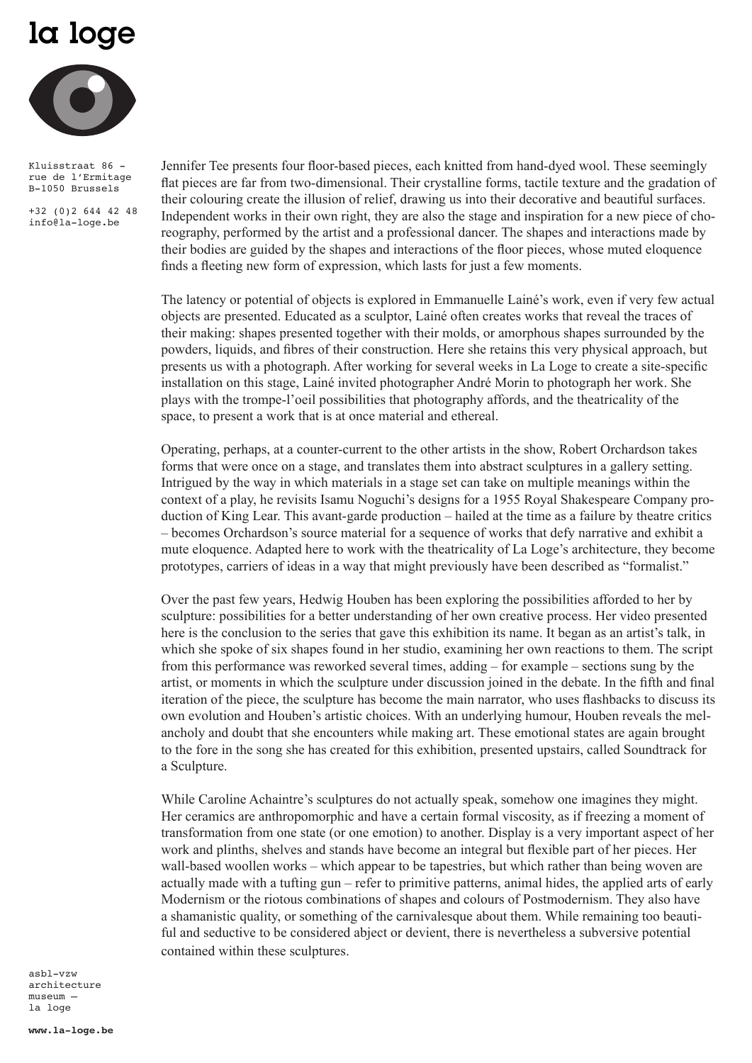Jennifer Tee presents four floor-based pieces, each knitted from hand-dyed wool. These seemingly flat pieces are far from two-dimensional. Their crystalline forms, tactile texture and the gradation of their colouring create the illusion of relief, drawing us into their decorative and beautiful surfaces. Independent works in their own right, they are also the stage and inspiration for a new piece of choreography, performed by the artist and a professional dancer. The shapes and interactions made by their bodies are guided by the shapes and interactions of the floor pieces, whose muted eloquence finds a fleeting new form of expression, which lasts for just a few moments.

The latency or potential of objects is explored in Emmanuelle Lainé's work, even if very few actual objects are presented. Educated as a sculptor, Lainé often creates works that reveal the traces of their making: shapes presented together with their molds, or amorphous shapes surrounded by the powders, liquids, and fibres of their construction. Here she retains this very physical approach, but presents us with a photograph. After working for several weeks in La Loge to create a site-specific installation on this stage, Lainé invited photographer André Morin to photograph her work. She plays with the trompe-l'oeil possibilities that photography affords, and the theatricality of the space, to present a work that is at once material and ethereal.

Operating, perhaps, at a counter-current to the other artists in the show, Robert Orchardson takes forms that were once on a stage, and translates them into abstract sculptures in a gallery setting. Intrigued by the way in which materials in a stage set can take on multiple meanings within the context of a play, he revisits Isamu Noguchi's designs for a 1955 Royal Shakespeare Company production of King Lear. This avant-garde production – hailed at the time as a failure by theatre critics – becomes Orchardson's source material for a sequence of works that defy narrative and exhibit a mute eloquence. Adapted here to work with the theatricality of La Loge's architecture, they become prototypes, carriers of ideas in a way that might previously have been described as "formalist."

Over the past few years, Hedwig Houben has been exploring the possibilities afforded to her by sculpture: possibilities for a better understanding of her own creative process. Her video presented here is the conclusion to the series that gave this exhibition its name. It began as an artist's talk, in which she spoke of six shapes found in her studio, examining her own reactions to them. The script from this performance was reworked several times, adding – for example – sections sung by the artist, or moments in which the sculpture under discussion joined in the debate. In the fifth and final iteration of the piece, the sculpture has become the main narrator, who uses flashbacks to discuss its own evolution and Houben's artistic choices. With an underlying humour, Houben reveals the melancholy and doubt that she encounters while making art. These emotional states are again brought to the fore in the song she has created for this exhibition, presented upstairs, called Soundtrack for a Sculpture.

While Caroline Achaintre's sculptures do not actually speak, somehow one imagines they might. Her ceramics are anthropomorphic and have a certain formal viscosity, as if freezing a moment of transformation from one state (or one emotion) to another. Display is a very important aspect of her work and plinths, shelves and stands have become an integral but flexible part of her pieces. Her wall-based woollen works – which appear to be tapestries, but which rather than being woven are actually made with a tufting gun – refer to primitive patterns, animal hides, the applied arts of early Modernism or the riotous combinations of shapes and colours of Postmodernism. They also have a shamanistic quality, or something of the carnivalesque about them. While remaining too beautiful and seductive to be considered abject or devient, there is nevertheless a subversive potential contained within these sculptures.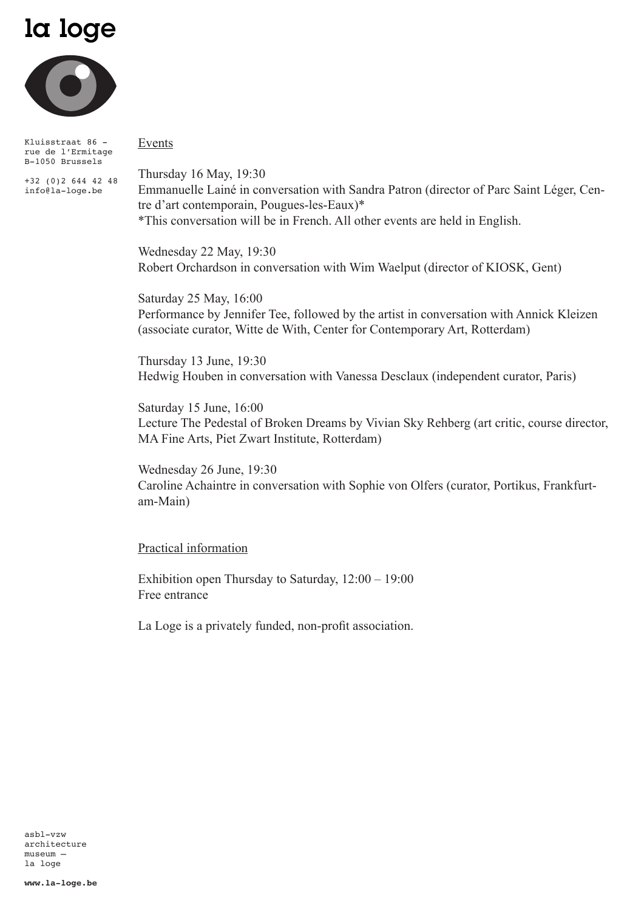# la loge

Kluisstraat 86 -
rue de l'Ermitage
B-1050 Brussels

+32 (0)2 644 42 48
info@la-loge.be

## Events

Thursday 16 May, 19:30
Emmanuelle Lainé in conversation with Sandra Patron (director of Parc Saint Léger, Centre d'art contemporain, Pougues-les-Eaux)*
*This conversation will be in French. All other events are held in English.

Wednesday 22 May, 19:30
Robert Orchardson in conversation with Wim Waelput (director of KIOSK, Gent)

Saturday 25 May, 16:00
Performance by Jennifer Tee, followed by the artist in conversation with Annick Kleizen (associate curator, Witte de With, Center for Contemporary Art, Rotterdam)

Thursday 13 June, 19:30
Hedwig Houben in conversation with Vanessa Desclaux (independent curator, Paris)

Saturday 15 June, 16:00
Lecture The Pedestal of Broken Dreams by Vivian Sky Rehberg (art critic, course director, MA Fine Arts, Piet Zwart Institute, Rotterdam)

Wednesday 26 June, 19:30
Caroline Achaintre in conversation with Sophie von Olfers (curator, Portikus, Frankfurt-am-Main)

## Practical information

Exhibition open Thursday to Saturday, 12:00 – 19:00
Free entrance

La Loge is a privately funded, non-profit association.

asbl-vzw
architecture
museum —
la loge

**www.la-loge.be**